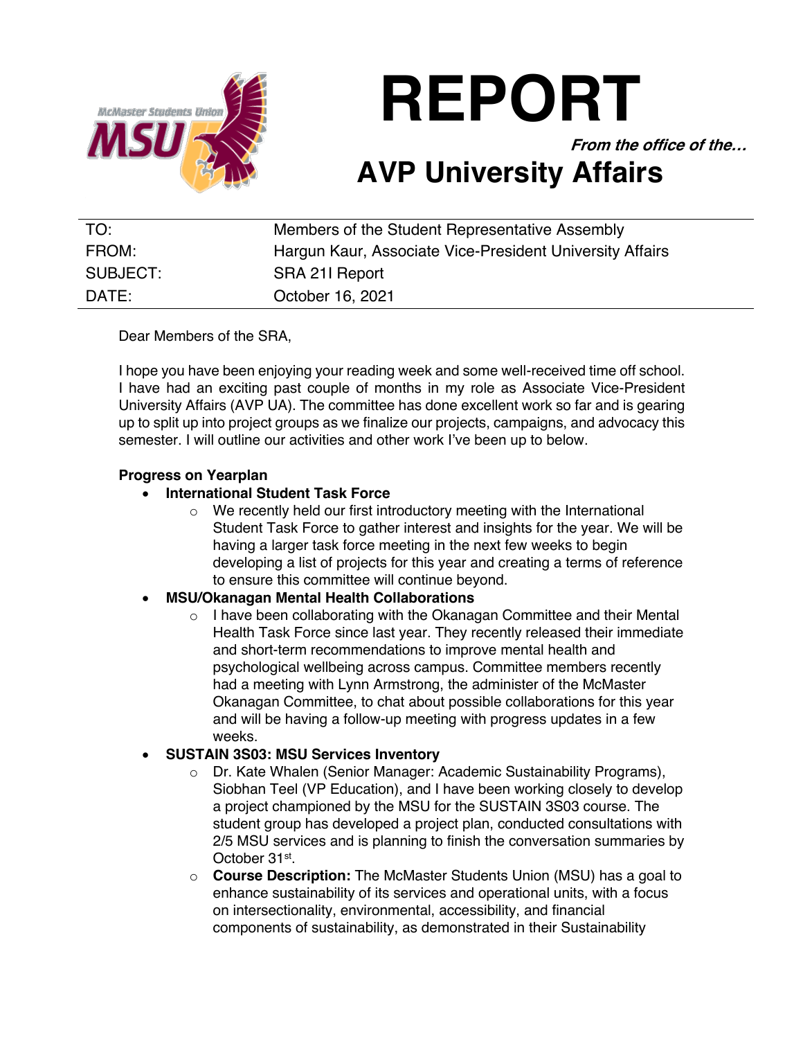# REPORT

***From the office of the…***

## AVP University Affairs

| | |
|---|---|
| TO: | Members of the Student Representative Assembly |
| FROM: | Hargun Kaur, Associate Vice-President University Affairs |
| SUBJECT: | SRA 21I Report |
| DATE: | October 16, 2021 |

Dear Members of the SRA,

I hope you have been enjoying your reading week and some well-received time off school. I have had an exciting past couple of months in my role as Associate Vice-President University Affairs (AVP UA). The committee has done excellent work so far and is gearing up to split up into project groups as we finalize our projects, campaigns, and advocacy this semester. I will outline our activities and other work I've been up to below.

**Progress on Yearplan**

- **International Student Task Force**
  - We recently held our first introductory meeting with the International Student Task Force to gather interest and insights for the year. We will be having a larger task force meeting in the next few weeks to begin developing a list of projects for this year and creating a terms of reference to ensure this committee will continue beyond.
- **MSU/Okanagan Mental Health Collaborations**
  - I have been collaborating with the Okanagan Committee and their Mental Health Task Force since last year. They recently released their immediate and short-term recommendations to improve mental health and psychological wellbeing across campus. Committee members recently had a meeting with Lynn Armstrong, the administer of the McMaster Okanagan Committee, to chat about possible collaborations for this year and will be having a follow-up meeting with progress updates in a few weeks.
- **SUSTAIN 3S03: MSU Services Inventory**
  - Dr. Kate Whalen (Senior Manager: Academic Sustainability Programs), Siobhan Teel (VP Education), and I have been working closely to develop a project championed by the MSU for the SUSTAIN 3S03 course. The student group has developed a project plan, conducted consultations with 2/5 MSU services and is planning to finish the conversation summaries by October 31st.
  - **Course Description:** The McMaster Students Union (MSU) has a goal to enhance sustainability of its services and operational units, with a focus on intersectionality, environmental, accessibility, and financial components of sustainability, as demonstrated in their Sustainability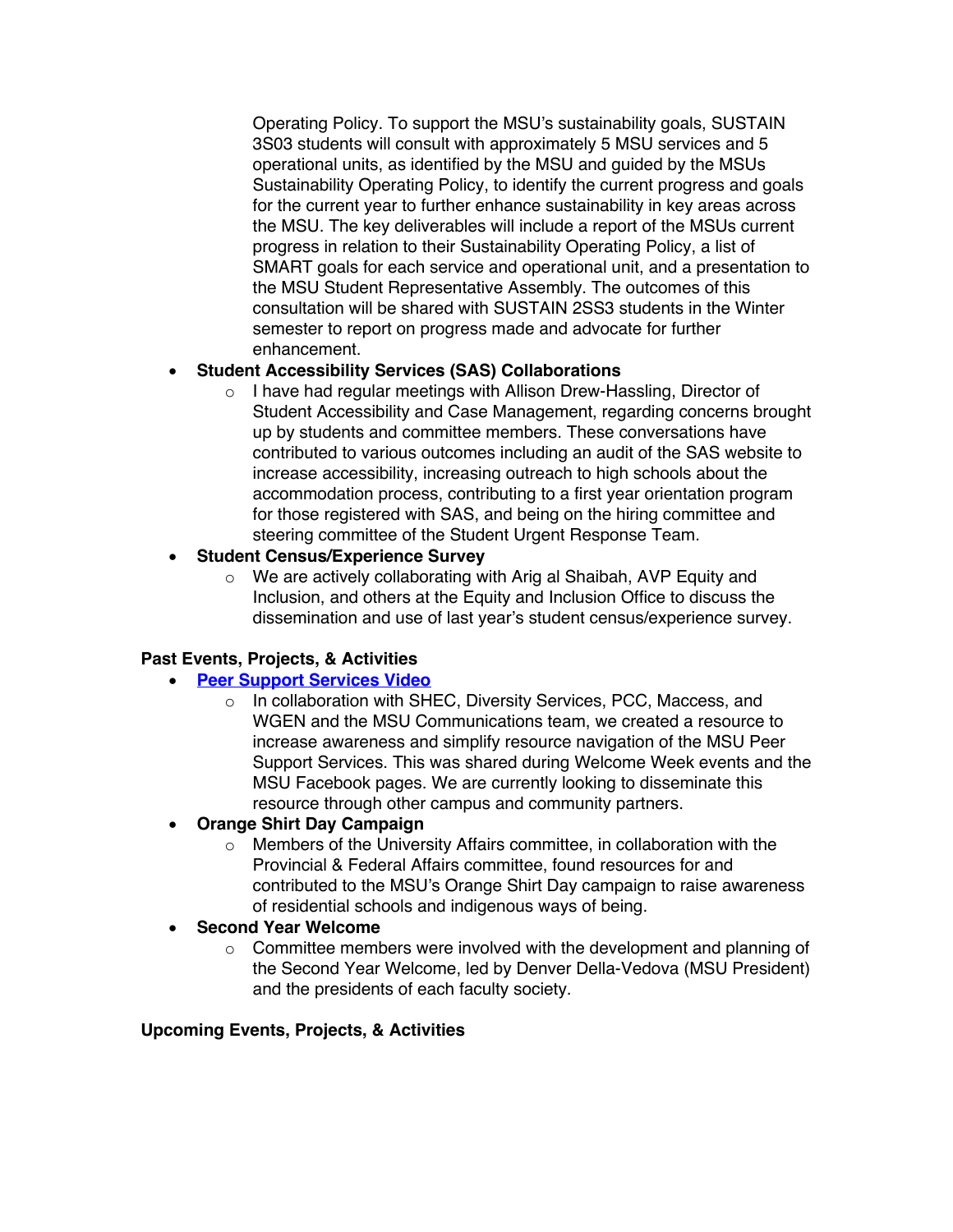Operating Policy. To support the MSU's sustainability goals, SUSTAIN 3S03 students will consult with approximately 5 MSU services and 5 operational units, as identified by the MSU and guided by the MSUs Sustainability Operating Policy, to identify the current progress and goals for the current year to further enhance sustainability in key areas across the MSU. The key deliverables will include a report of the MSUs current progress in relation to their Sustainability Operating Policy, a list of SMART goals for each service and operational unit, and a presentation to the MSU Student Representative Assembly. The outcomes of this consultation will be shared with SUSTAIN 2SS3 students in the Winter semester to report on progress made and advocate for further enhancement.

- **Student Accessibility Services (SAS) Collaborations**
  - I have had regular meetings with Allison Drew-Hassling, Director of Student Accessibility and Case Management, regarding concerns brought up by students and committee members. These conversations have contributed to various outcomes including an audit of the SAS website to increase accessibility, increasing outreach to high schools about the accommodation process, contributing to a first year orientation program for those registered with SAS, and being on the hiring committee and steering committee of the Student Urgent Response Team.
- **Student Census/Experience Survey**
  - We are actively collaborating with Arig al Shaibah, AVP Equity and Inclusion, and others at the Equity and Inclusion Office to discuss the dissemination and use of last year's student census/experience survey.

**Past Events, Projects, & Activities**

- **Peer Support Services Video**
  - In collaboration with SHEC, Diversity Services, PCC, Maccess, and WGEN and the MSU Communications team, we created a resource to increase awareness and simplify resource navigation of the MSU Peer Support Services. This was shared during Welcome Week events and the MSU Facebook pages. We are currently looking to disseminate this resource through other campus and community partners.
- **Orange Shirt Day Campaign**
  - Members of the University Affairs committee, in collaboration with the Provincial & Federal Affairs committee, found resources for and contributed to the MSU's Orange Shirt Day campaign to raise awareness of residential schools and indigenous ways of being.
- **Second Year Welcome**
  - Committee members were involved with the development and planning of the Second Year Welcome, led by Denver Della-Vedova (MSU President) and the presidents of each faculty society.

**Upcoming Events, Projects, & Activities**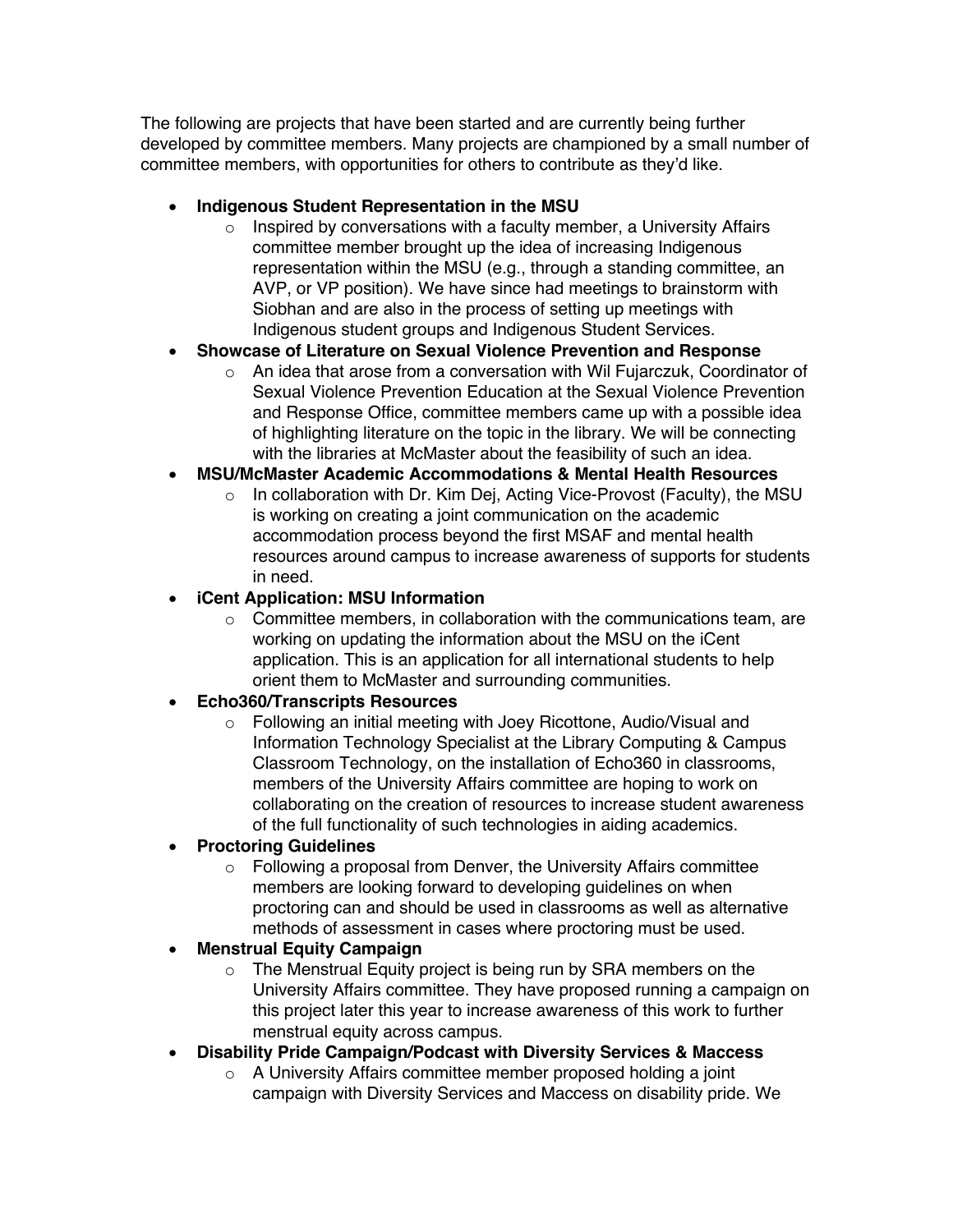The following are projects that have been started and are currently being further developed by committee members. Many projects are championed by a small number of committee members, with opportunities for others to contribute as they'd like.

- **Indigenous Student Representation in the MSU**
  - Inspired by conversations with a faculty member, a University Affairs committee member brought up the idea of increasing Indigenous representation within the MSU (e.g., through a standing committee, an AVP, or VP position). We have since had meetings to brainstorm with Siobhan and are also in the process of setting up meetings with Indigenous student groups and Indigenous Student Services.
- **Showcase of Literature on Sexual Violence Prevention and Response**
  - An idea that arose from a conversation with Wil Fujarczuk, Coordinator of Sexual Violence Prevention Education at the Sexual Violence Prevention and Response Office, committee members came up with a possible idea of highlighting literature on the topic in the library. We will be connecting with the libraries at McMaster about the feasibility of such an idea.
- **MSU/McMaster Academic Accommodations & Mental Health Resources**
  - In collaboration with Dr. Kim Dej, Acting Vice-Provost (Faculty), the MSU is working on creating a joint communication on the academic accommodation process beyond the first MSAF and mental health resources around campus to increase awareness of supports for students in need.
- **iCent Application: MSU Information**
  - Committee members, in collaboration with the communications team, are working on updating the information about the MSU on the iCent application. This is an application for all international students to help orient them to McMaster and surrounding communities.
- **Echo360/Transcripts Resources**
  - Following an initial meeting with Joey Ricottone, Audio/Visual and Information Technology Specialist at the Library Computing & Campus Classroom Technology, on the installation of Echo360 in classrooms, members of the University Affairs committee are hoping to work on collaborating on the creation of resources to increase student awareness of the full functionality of such technologies in aiding academics.
- **Proctoring Guidelines**
  - Following a proposal from Denver, the University Affairs committee members are looking forward to developing guidelines on when proctoring can and should be used in classrooms as well as alternative methods of assessment in cases where proctoring must be used.
- **Menstrual Equity Campaign**
  - The Menstrual Equity project is being run by SRA members on the University Affairs committee. They have proposed running a campaign on this project later this year to increase awareness of this work to further menstrual equity across campus.
- **Disability Pride Campaign/Podcast with Diversity Services & Maccess**
  - A University Affairs committee member proposed holding a joint campaign with Diversity Services and Maccess on disability pride. We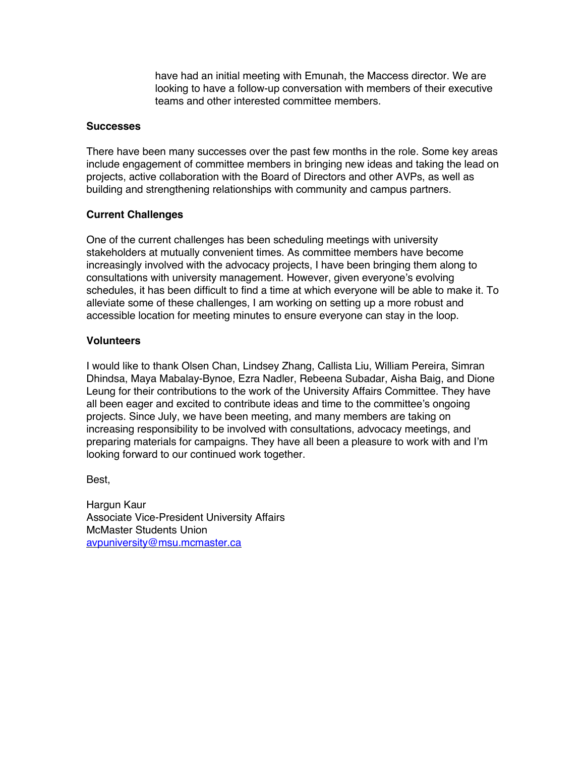have had an initial meeting with Emunah, the Maccess director. We are looking to have a follow-up conversation with members of their executive teams and other interested committee members.

**Successes**

There have been many successes over the past few months in the role. Some key areas include engagement of committee members in bringing new ideas and taking the lead on projects, active collaboration with the Board of Directors and other AVPs, as well as building and strengthening relationships with community and campus partners.

**Current Challenges**

One of the current challenges has been scheduling meetings with university stakeholders at mutually convenient times. As committee members have become increasingly involved with the advocacy projects, I have been bringing them along to consultations with university management. However, given everyone's evolving schedules, it has been difficult to find a time at which everyone will be able to make it. To alleviate some of these challenges, I am working on setting up a more robust and accessible location for meeting minutes to ensure everyone can stay in the loop.

**Volunteers**

I would like to thank Olsen Chan, Lindsey Zhang, Callista Liu, William Pereira, Simran Dhindsa, Maya Mabalay-Bynoe, Ezra Nadler, Rebeena Subadar, Aisha Baig, and Dione Leung for their contributions to the work of the University Affairs Committee. They have all been eager and excited to contribute ideas and time to the committee's ongoing projects. Since July, we have been meeting, and many members are taking on increasing responsibility to be involved with consultations, advocacy meetings, and preparing materials for campaigns. They have all been a pleasure to work with and I'm looking forward to our continued work together.

Best,

Hargun Kaur
Associate Vice-President University Affairs
McMaster Students Union
avpuniversity@msu.mcmaster.ca